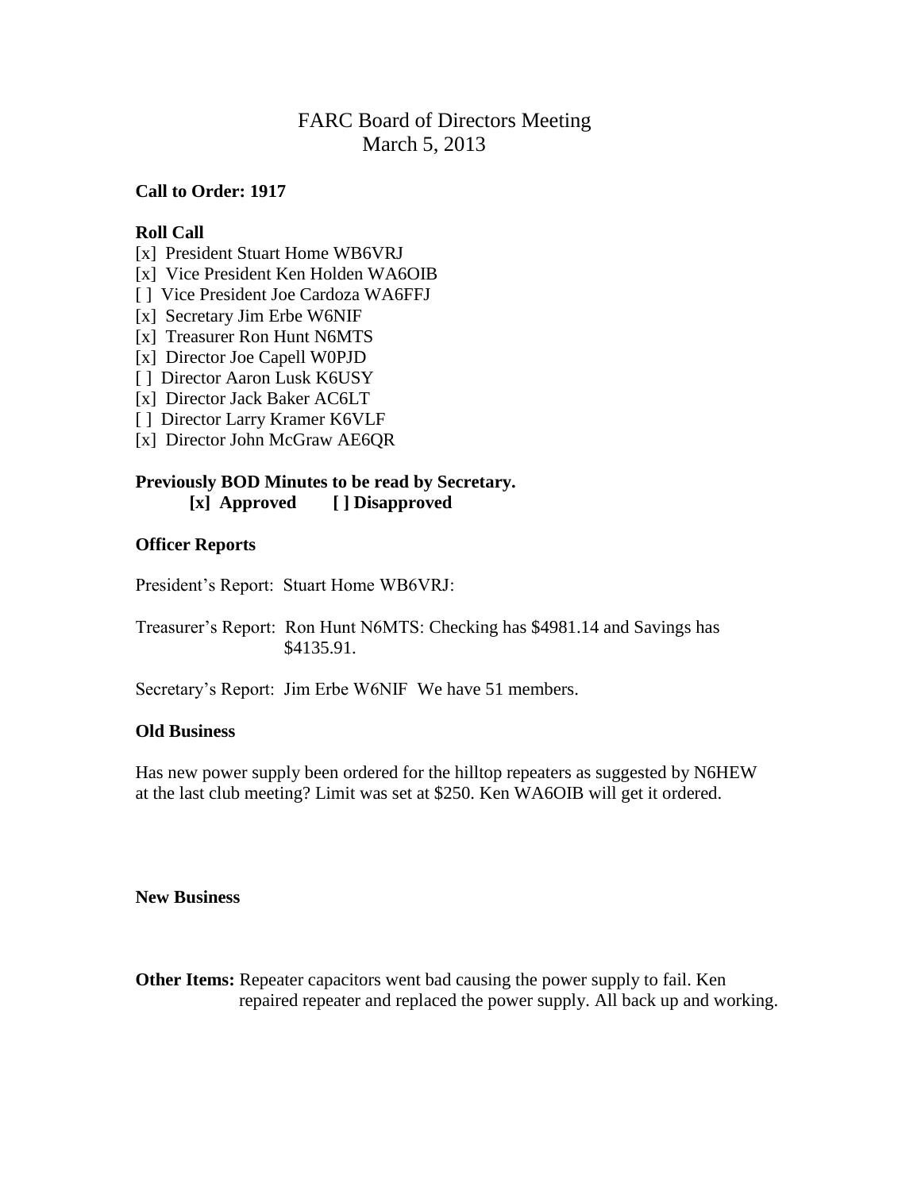# FARC Board of Directors Meeting
## March 5, 2013

**Call to Order: 1917**

**Roll Call**

[x] President Stuart Home WB6VRJ
[x] Vice President Ken Holden WA6OIB
[ ] Vice President Joe Cardoza WA6FFJ
[x] Secretary Jim Erbe W6NIF
[x] Treasurer Ron Hunt N6MTS
[x] Director Joe Capell W0PJD
[ ] Director Aaron Lusk K6USY
[x] Director Jack Baker AC6LT
[ ] Director Larry Kramer K6VLF
[x] Director John McGraw AE6QR

**Previously BOD Minutes to be read by Secretary.**
**[x] Approved [ ] Disapproved**

**Officer Reports**

President's Report: Stuart Home WB6VRJ:

Treasurer's Report: Ron Hunt N6MTS: Checking has $4981.14 and Savings has $4135.91.

Secretary's Report: Jim Erbe W6NIF We have 51 members.

**Old Business**

Has new power supply been ordered for the hilltop repeaters as suggested by N6HEW at the last club meeting? Limit was set at $250. Ken WA6OIB will get it ordered.

**New Business**

**Other Items:** Repeater capacitors went bad causing the power supply to fail. Ken repaired repeater and replaced the power supply. All back up and working.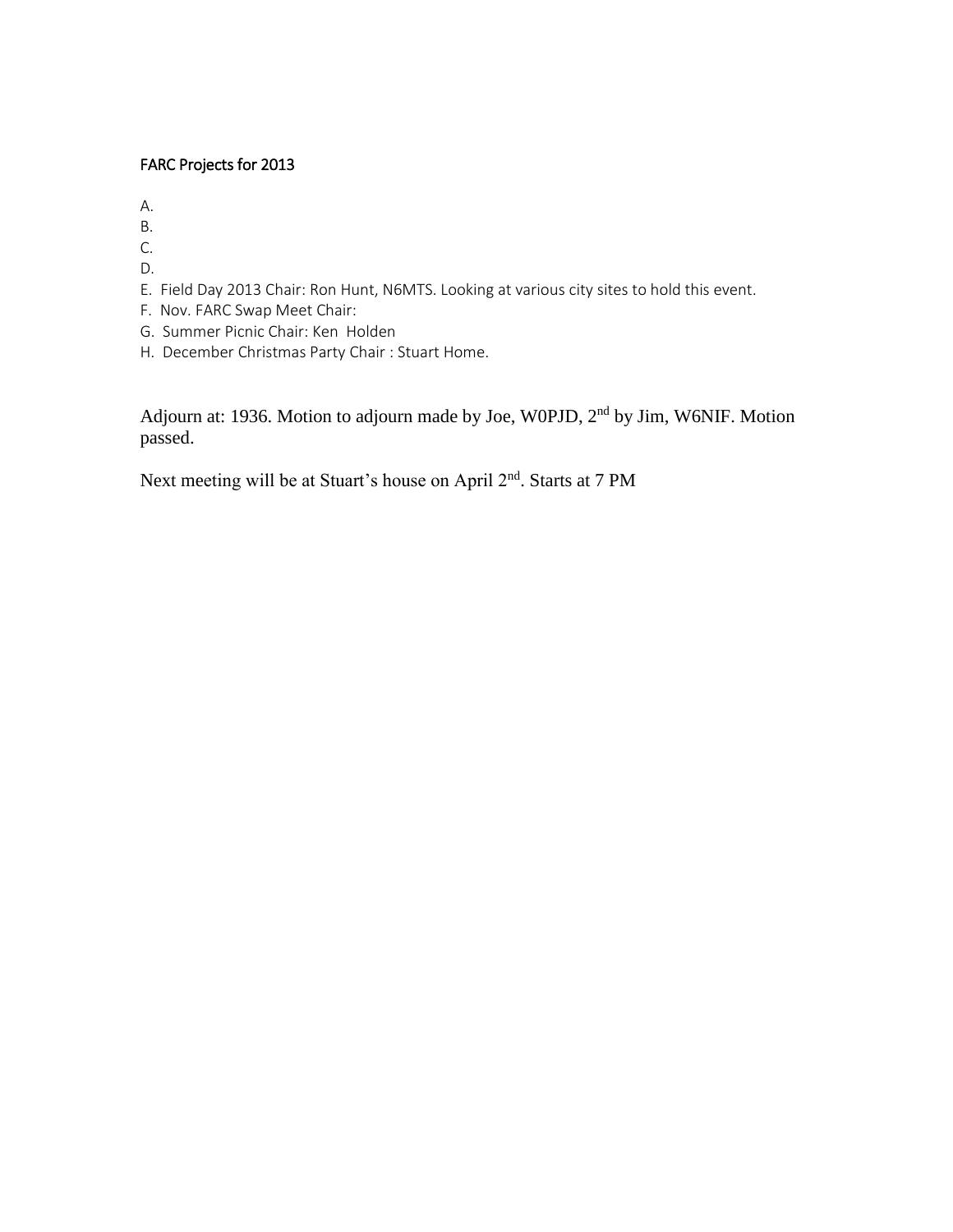FARC Projects for 2013

A.
B.
C.
D.
E. Field Day 2013 Chair: Ron Hunt, N6MTS. Looking at various city sites to hold this event.
F. Nov. FARC Swap Meet Chair:
G. Summer Picnic Chair: Ken Holden
H. December Christmas Party Chair : Stuart Home.

Adjourn at: 1936. Motion to adjourn made by Joe, W0PJD, 2nd by Jim, W6NIF. Motion passed.

Next meeting will be at Stuart's house on April 2nd. Starts at 7 PM